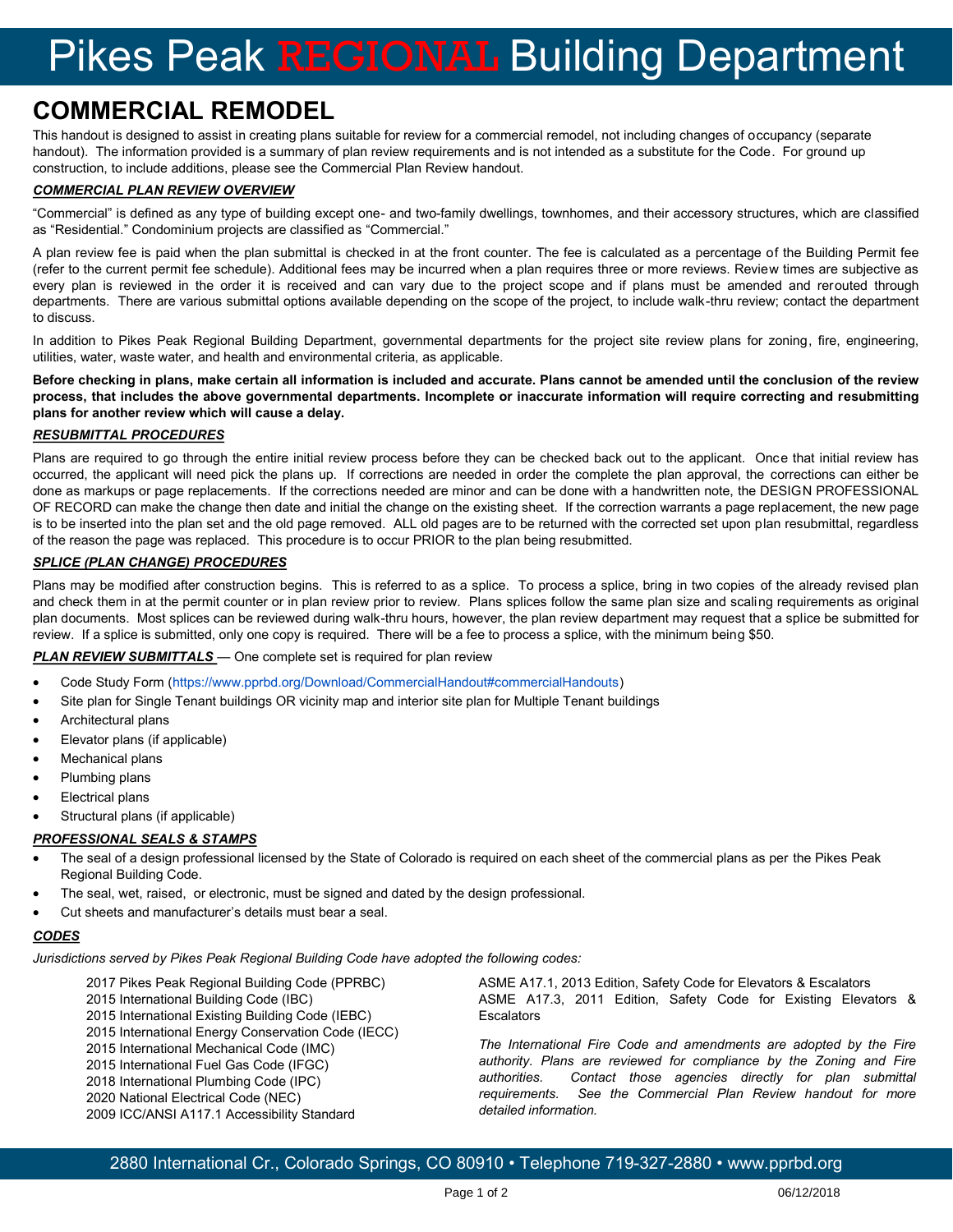# Pikes Peak REGIONAL Building Department

## COMMERCIAL REMODEL

This handout is designed to assist in creating plans suitable for review for a commercial remodel, not including changes of occupancy (separate handout). The information provided is a summary of plan review requirements and is not intended as a substitute for the Code. For ground up construction, to include additions, please see the Commercial Plan Review handout.

### *COMMERCIAL PLAN REVIEW OVERVIEW*

"Commercial" is defined as any type of building except one- and two-family dwellings, townhomes, and their accessory structures, which are classified as "Residential." Condominium projects are classified as "Commercial."

A plan review fee is paid when the plan submittal is checked in at the front counter. The fee is calculated as a percentage of the Building Permit fee (refer to the current permit fee schedule). Additional fees may be incurred when a plan requires three or more reviews. Review times are subjective as every plan is reviewed in the order it is received and can vary due to the project scope and if plans must be amended and rerouted through departments. There are various submittal options available depending on the scope of the project, to include walk-thru review; contact the department to discuss.

In addition to Pikes Peak Regional Building Department, governmental departments for the project site review plans for zoning, fire, engineering, utilities, water, waste water, and health and environmental criteria, as applicable.

**Before checking in plans, make certain all information is included and accurate. Plans cannot be amended until the conclusion of the review process, that includes the above governmental departments. Incomplete or inaccurate information will require correcting and resubmitting plans for another review which will cause a delay.**

### *RESUBMITTAL PROCEDURES*

Plans are required to go through the entire initial review process before they can be checked back out to the applicant. Once that initial review has occurred, the applicant will need pick the plans up. If corrections are needed in order the complete the plan approval, the corrections can either be done as markups or page replacements. If the corrections needed are minor and can be done with a handwritten note, the DESIGN PROFESSIONAL OF RECORD can make the change then date and initial the change on the existing sheet. If the correction warrants a page replacement, the new page is to be inserted into the plan set and the old page removed. ALL old pages are to be returned with the corrected set upon plan resubmittal, regardless of the reason the page was replaced. This procedure is to occur PRIOR to the plan being resubmitted.

### *SPLICE (PLAN CHANGE) PROCEDURES*

Plans may be modified after construction begins. This is referred to as a splice. To process a splice, bring in two copies of the already revised plan and check them in at the permit counter or in plan review prior to review. Plans splices follow the same plan size and scaling requirements as original plan documents. Most splices can be reviewed during walk-thru hours, however, the plan review department may request that a splice be submitted for review. If a splice is submitted, only one copy is required. There will be a fee to process a splice, with the minimum being $50.

***PLAN REVIEW SUBMITTALS*** — One complete set is required for plan review

- Code Study Form (https://www.pprbd.org/Download/CommercialHandout#commercialHandouts)
- Site plan for Single Tenant buildings OR vicinity map and interior site plan for Multiple Tenant buildings
- Architectural plans
- Elevator plans (if applicable)
- Mechanical plans
- Plumbing plans
- Electrical plans
- Structural plans (if applicable)

### *PROFESSIONAL SEALS & STAMPS*

- The seal of a design professional licensed by the State of Colorado is required on each sheet of the commercial plans as per the Pikes Peak Regional Building Code.
- The seal, wet, raised, or electronic, must be signed and dated by the design professional.
- Cut sheets and manufacturer's details must bear a seal.

### *CODES*

*Jurisdictions served by Pikes Peak Regional Building Code have adopted the following codes:*

2017 Pikes Peak Regional Building Code (PPRBC)
2015 International Building Code (IBC)
2015 International Existing Building Code (IEBC)
2015 International Energy Conservation Code (IECC)
2015 International Mechanical Code (IMC)
2015 International Fuel Gas Code (IFGC)
2018 International Plumbing Code (IPC)
2020 National Electrical Code (NEC)
2009 ICC/ANSI A117.1 Accessibility Standard

ASME A17.1, 2013 Edition, Safety Code for Elevators & Escalators
ASME A17.3, 2011 Edition, Safety Code for Existing Elevators & Escalators

*The International Fire Code and amendments are adopted by the Fire authority. Plans are reviewed for compliance by the Zoning and Fire authorities. Contact those agencies directly for plan submittal requirements. See the Commercial Plan Review handout for more detailed information.*

2880 International Cr., Colorado Springs, CO 80910 • Telephone 719-327-2880 • www.pprbd.org

06/12/2018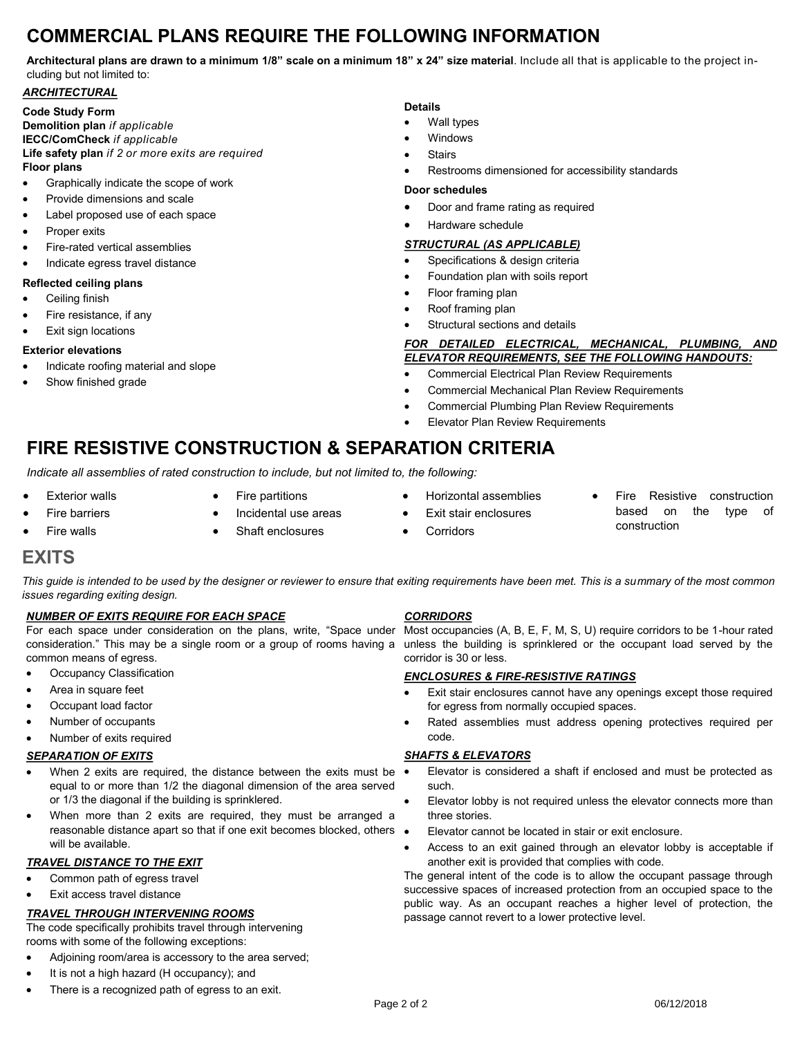# COMMERCIAL PLANS REQUIRE THE FOLLOWING INFORMATION

**Architectural plans are drawn to a minimum 1/8" scale on a minimum 18" x 24" size material**. Include all that is applicable to the project including but not limited to:

***ARCHITECTURAL***

**Code Study Form**
**Demolition plan** *if applicable*
**IECC/ComCheck** *if applicable*
**Life safety plan** *if 2 or more exits are required*
**Floor plans**

- Graphically indicate the scope of work
- Provide dimensions and scale
- Label proposed use of each space
- Proper exits
- Fire-rated vertical assemblies
- Indicate egress travel distance

**Reflected ceiling plans**

- Ceiling finish
- Fire resistance, if any
- Exit sign locations

**Exterior elevations**

- Indicate roofing material and slope
- Show finished grade

**Details**

- Wall types
- Windows
- Stairs
- Restrooms dimensioned for accessibility standards

**Door schedules**

- Door and frame rating as required
- Hardware schedule

***STRUCTURAL (AS APPLICABLE)***

- Specifications & design criteria
- Foundation plan with soils report
- Floor framing plan
- Roof framing plan
- Structural sections and details

***FOR DETAILED ELECTRICAL, MECHANICAL, PLUMBING, AND ELEVATOR REQUIREMENTS, SEE THE FOLLOWING HANDOUTS:***

- Commercial Electrical Plan Review Requirements
- Commercial Mechanical Plan Review Requirements
- Commercial Plumbing Plan Review Requirements
- Elevator Plan Review Requirements

# FIRE RESISTIVE CONSTRUCTION & SEPARATION CRITERIA

*Indicate all assemblies of rated construction to include, but not limited to, the following:*

- Exterior walls
- Fire barriers
- Fire walls
- Fire partitions
- Incidental use areas
- Shaft enclosures
- Horizontal assemblies
- Exit stair enclosures
- Corridors
- Fire Resistive construction based on the type of construction

# EXITS

*This guide is intended to be used by the designer or reviewer to ensure that exiting requirements have been met. This is a summary of the most common issues regarding exiting design.*

***NUMBER OF EXITS REQUIRE FOR EACH SPACE***

For each space under consideration on the plans, write, "Space under consideration." This may be a single room or a group of rooms having a common means of egress.

- Occupancy Classification
- Area in square feet
- Occupant load factor
- Number of occupants
- Number of exits required

***SEPARATION OF EXITS***

- When 2 exits are required, the distance between the exits must be equal to or more than 1/2 the diagonal dimension of the area served or 1/3 the diagonal if the building is sprinklered.
- When more than 2 exits are required, they must be arranged a reasonable distance apart so that if one exit becomes blocked, others will be available.

***TRAVEL DISTANCE TO THE EXIT***

- Common path of egress travel
- Exit access travel distance

***TRAVEL THROUGH INTERVENING ROOMS***

The code specifically prohibits travel through intervening rooms with some of the following exceptions:

- Adjoining room/area is accessory to the area served;
- It is not a high hazard (H occupancy); and
- There is a recognized path of egress to an exit.

***CORRIDORS***

Most occupancies (A, B, E, F, M, S, U) require corridors to be 1-hour rated unless the building is sprinklered or the occupant load served by the corridor is 30 or less.

***ENCLOSURES & FIRE-RESISTIVE RATINGS***

- Exit stair enclosures cannot have any openings except those required for egress from normally occupied spaces.
- Rated assemblies must address opening protectives required per code.

***SHAFTS & ELEVATORS***

- Elevator is considered a shaft if enclosed and must be protected as such.
- Elevator lobby is not required unless the elevator connects more than three stories.
- Elevator cannot be located in stair or exit enclosure.
- Access to an exit gained through an elevator lobby is acceptable if another exit is provided that complies with code.

The general intent of the code is to allow the occupant passage through successive spaces of increased protection from an occupied space to the public way. As an occupant reaches a higher level of protection, the passage cannot revert to a lower protective level.

06/12/2018